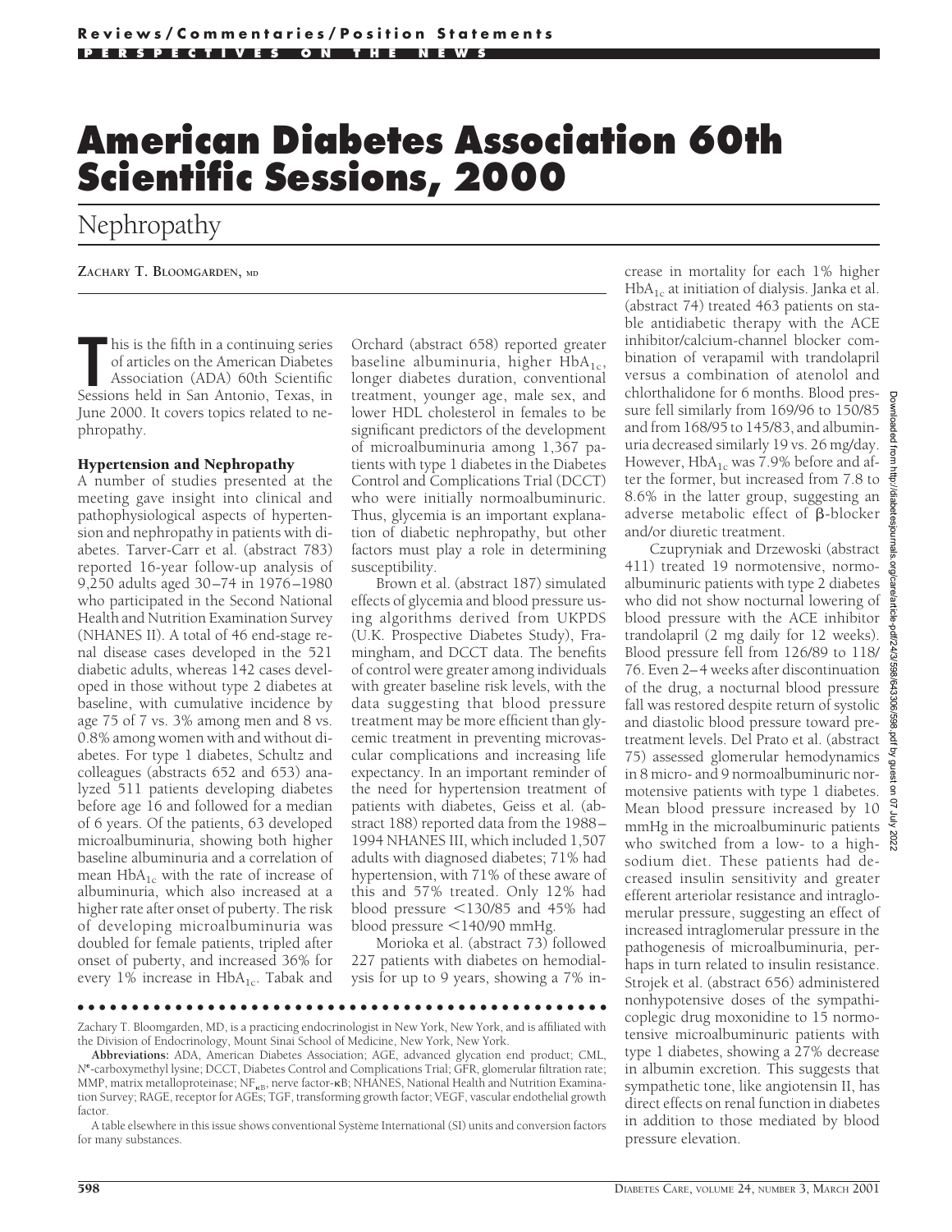# American Diabetes Association 60th Scientific Sessions, 2000

## Nephropathy

**ZACHARY T. BLOOMGARDEN, MD**

This is the fifth in a continuing series of articles on the American Diabetes Association (ADA) 60th Scientific Sessions held in San Antonio, Texas, in June 2000. It covers topics related to nephropathy.

### Hypertension and Nephropathy

A number of studies presented at the meeting gave insight into clinical and pathophysiological aspects of hypertension and nephropathy in patients with diabetes. Tarver-Carr et al. (abstract 783) reported 16-year follow-up analysis of 9,250 adults aged 30–74 in 1976–1980 who participated in the Second National Health and Nutrition Examination Survey (NHANES II). A total of 46 end-stage renal disease cases developed in the 521 diabetic adults, whereas 142 cases developed in those without type 2 diabetes at baseline, with cumulative incidence by age 75 of 7 vs. 3% among men and 8 vs. 0.8% among women with and without diabetes. For type 1 diabetes, Schultz and colleagues (abstracts 652 and 653) analyzed 511 patients developing diabetes before age 16 and followed for a median of 6 years. Of the patients, 63 developed microalbuminuria, showing both higher baseline albuminuria and a correlation of mean $HbA_{1c}$ with the rate of increase of albuminuria, which also increased at a higher rate after onset of puberty. The risk of developing microalbuminuria was doubled for female patients, tripled after onset of puberty, and increased 36% for every 1% increase in $HbA_{1c}$. Tabak and Orchard (abstract 658) reported greater baseline albuminuria, higher $HbA_{1c}$, longer diabetes duration, conventional treatment, younger age, male sex, and lower HDL cholesterol in females to be significant predictors of the development of microalbuminuria among 1,367 patients with type 1 diabetes in the Diabetes Control and Complications Trial (DCCT) who were initially normoalbuminuric. Thus, glycemia is an important explanation of diabetic nephropathy, but other factors must play a role in determining susceptibility.

Brown et al. (abstract 187) simulated effects of glycemia and blood pressure using algorithms derived from UKPDS (U.K. Prospective Diabetes Study), Framingham, and DCCT data. The benefits of control were greater among individuals with greater baseline risk levels, with the data suggesting that blood pressure treatment may be more efficient than glycemic treatment in preventing microvascular complications and increasing life expectancy. In an important reminder of the need for hypertension treatment of patients with diabetes, Geiss et al. (abstract 188) reported data from the 1988–1994 NHANES III, which included 1,507 adults with diagnosed diabetes; 71% had hypertension, with 71% of these aware of this and 57% treated. Only 12% had blood pressure <130/85 and 45% had blood pressure <140/90 mmHg.

Morioka et al. (abstract 73) followed 227 patients with diabetes on hemodialysis for up to 9 years, showing a 7% increase in mortality for each 1% higher $HbA_{1c}$ at initiation of dialysis. Janka et al. (abstract 74) treated 463 patients on stable antidiabetic therapy with the ACE inhibitor/calcium-channel blocker combination of verapamil with trandolapril versus a combination of atenolol and chlorthalidone for 6 months. Blood pressure fell similarly from 169/96 to 150/85 and from 168/95 to 145/83, and albuminuria decreased similarly 19 vs. 26 mg/day. However, $HbA_{1c}$ was 7.9% before and after the former, but increased from 7.8 to 8.6% in the latter group, suggesting an adverse metabolic effect of β-blocker and/or diuretic treatment.

Czupryniak and Drzewoski (abstract 411) treated 19 normotensive, normoalbuminuric patients with type 2 diabetes who did not show nocturnal lowering of blood pressure with the ACE inhibitor trandolapril (2 mg daily for 12 weeks). Blood pressure fell from 126/89 to 118/76. Even 2–4 weeks after discontinuation of the drug, a nocturnal blood pressure fall was restored despite return of systolic and diastolic blood pressure toward pretreatment levels. Del Prato et al. (abstract 75) assessed glomerular hemodynamics in 8 micro- and 9 normoalbuminuric normotensive patients with type 1 diabetes. Mean blood pressure increased by 10 mmHg in the microalbuminuric patients who switched from a low- to a high-sodium diet. These patients had decreased insulin sensitivity and greater efferent arteriolar resistance and intraglomerular pressure, suggesting an effect of increased intraglomerular pressure in the pathogenesis of microalbuminuria, perhaps in turn related to insulin resistance. Strojek et al. (abstract 656) administered nonhypotensive doses of the sympathicoplegic drug moxonidine to 15 normotensive microalbuminuric patients with type 1 diabetes, showing a 27% decrease in albumin excretion. This suggests that sympathetic tone, like angiotensin II, has direct effects on renal function in diabetes in addition to those mediated by blood pressure elevation.

---

Zachary T. Bloomgarden, MD, is a practicing endocrinologist in New York, New York, and is affiliated with the Division of Endocrinology, Mount Sinai School of Medicine, New York, New York.

**Abbreviations:** ADA, American Diabetes Association; AGE, advanced glycation end product; CML, $N^{\epsilon}$-carboxymethyl lysine; DCCT, Diabetes Control and Complications Trial; GFR, glomerular filtration rate; MMP, matrix metalloproteinase; $NF_{\kappa B}$, nerve factor-κB; NHANES, National Health and Nutrition Examination Survey; RAGE, receptor for AGEs; TGF, transforming growth factor; VEGF, vascular endothelial growth factor.

A table elsewhere in this issue shows conventional Système International (SI) units and conversion factors for many substances.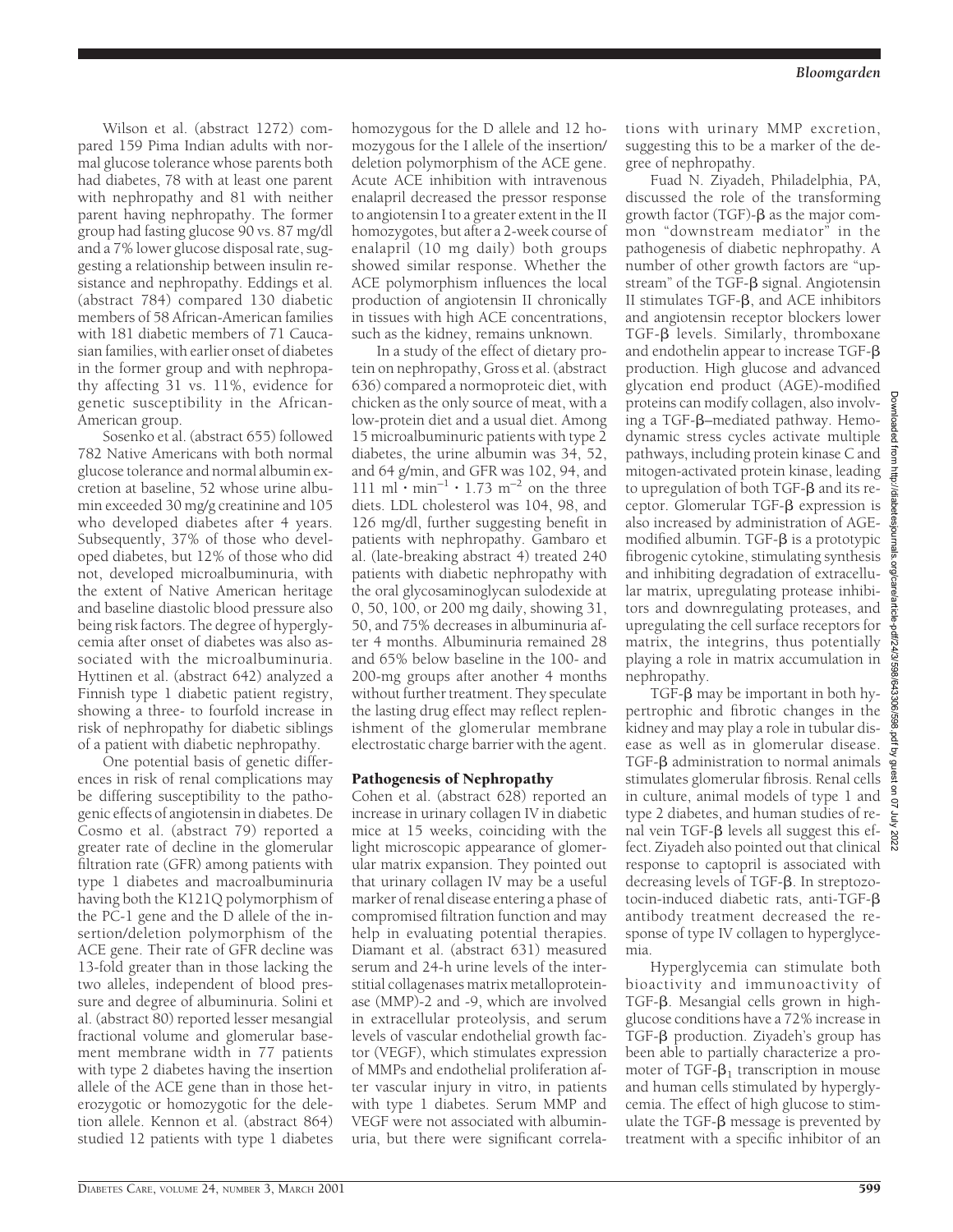Wilson et al. (abstract 1272) compared 159 Pima Indian adults with normal glucose tolerance whose parents both had diabetes, 78 with at least one parent with nephropathy and 81 with neither parent having nephropathy. The former group had fasting glucose 90 vs. 87 mg/dl and a 7% lower glucose disposal rate, suggesting a relationship between insulin resistance and nephropathy. Eddings et al. (abstract 784) compared 130 diabetic members of 58 African-American families with 181 diabetic members of 71 Caucasian families, with earlier onset of diabetes in the former group and with nephropathy affecting 31 vs. 11%, evidence for genetic susceptibility in the African-American group.

Sosenko et al. (abstract 655) followed 782 Native Americans with both normal glucose tolerance and normal albumin excretion at baseline, 52 whose urine albumin exceeded 30 mg/g creatinine and 105 who developed diabetes after 4 years. Subsequently, 37% of those who developed diabetes, but 12% of those who did not, developed microalbuminuria, with the extent of Native American heritage and baseline diastolic blood pressure also being risk factors. The degree of hyperglycemia after onset of diabetes was also associated with the microalbuminuria. Hyttinen et al. (abstract 642) analyzed a Finnish type 1 diabetic patient registry, showing a three- to fourfold increase in risk of nephropathy for diabetic siblings of a patient with diabetic nephropathy.

One potential basis of genetic differences in risk of renal complications may be differing susceptibility to the pathogenic effects of angiotensin in diabetes. De Cosmo et al. (abstract 79) reported a greater rate of decline in the glomerular filtration rate (GFR) among patients with type 1 diabetes and macroalbuminuria having both the K121Q polymorphism of the PC-1 gene and the D allele of the insertion/deletion polymorphism of the ACE gene. Their rate of GFR decline was 13-fold greater than in those lacking the two alleles, independent of blood pressure and degree of albuminuria. Solini et al. (abstract 80) reported lesser mesangial fractional volume and glomerular basement membrane width in 77 patients with type 2 diabetes having the insertion allele of the ACE gene than in those heterozygotic or homozygotic for the deletion allele. Kennon et al. (abstract 864) studied 12 patients with type 1 diabetes homozygous for the D allele and 12 homozygous for the I allele of the insertion/deletion polymorphism of the ACE gene. Acute ACE inhibition with intravenous enalapril decreased the pressor response to angiotensin I to a greater extent in the II homozygotes, but after a 2-week course of enalapril (10 mg daily) both groups showed similar response. Whether the ACE polymorphism influences the local production of angiotensin II chronically in tissues with high ACE concentrations, such as the kidney, remains unknown.

In a study of the effect of dietary protein on nephropathy, Gross et al. (abstract 636) compared a normoproteic diet, with chicken as the only source of meat, with a low-protein diet and a usual diet. Among 15 microalbuminuric patients with type 2 diabetes, the urine albumin was 34, 52, and 64 g/min, and GFR was 102, 94, and 111 $\text{ml} \cdot \text{min}^{-1} \cdot 1.73\ \text{m}^{-2}$ on the three diets. LDL cholesterol was 104, 98, and 126 mg/dl, further suggesting benefit in patients with nephropathy. Gambaro et al. (late-breaking abstract 4) treated 240 patients with diabetic nephropathy with the oral glycosaminoglycan sulodexide at 0, 50, 100, or 200 mg daily, showing 31, 50, and 75% decreases in albuminuria after 4 months. Albuminuria remained 28 and 65% below baseline in the 100- and 200-mg groups after another 4 months without further treatment. They speculate the lasting drug effect may reflect replenishment of the glomerular membrane electrostatic charge barrier with the agent.

## Pathogenesis of Nephropathy

Cohen et al. (abstract 628) reported an increase in urinary collagen IV in diabetic mice at 15 weeks, coinciding with the light microscopic appearance of glomerular matrix expansion. They pointed out that urinary collagen IV may be a useful marker of renal disease entering a phase of compromised filtration function and may help in evaluating potential therapies. Diamant et al. (abstract 631) measured serum and 24-h urine levels of the interstitial collagenases matrix metalloproteinase (MMP)-2 and -9, which are involved in extracellular proteolysis, and serum levels of vascular endothelial growth factor (VEGF), which stimulates expression of MMPs and endothelial proliferation after vascular injury in vitro, in patients with type 1 diabetes. Serum MMP and VEGF were not associated with albuminuria, but there were significant correlations with urinary MMP excretion, suggesting this to be a marker of the degree of nephropathy.

Fuad N. Ziyadeh, Philadelphia, PA, discussed the role of the transforming growth factor (TGF)-β as the major common "downstream mediator" in the pathogenesis of diabetic nephropathy. A number of other growth factors are "upstream" of the TGF-β signal. Angiotensin II stimulates TGF-β, and ACE inhibitors and angiotensin receptor blockers lower TGF-β levels. Similarly, thromboxane and endothelin appear to increase TGF-β production. High glucose and advanced glycation end product (AGE)-modified proteins can modify collagen, also involving a TGF-β–mediated pathway. Hemodynamic stress cycles activate multiple pathways, including protein kinase C and mitogen-activated protein kinase, leading to upregulation of both TGF-β and its receptor. Glomerular TGF-β expression is also increased by administration of AGE-modified albumin. TGF-β is a prototypic fibrogenic cytokine, stimulating synthesis and inhibiting degradation of extracellular matrix, upregulating protease inhibitors and downregulating proteases, and upregulating the cell surface receptors for matrix, the integrins, thus potentially playing a role in matrix accumulation in nephropathy.

TGF-β may be important in both hypertrophic and fibrotic changes in the kidney and may play a role in tubular disease as well as in glomerular disease. TGF-β administration to normal animals stimulates glomerular fibrosis. Renal cells in culture, animal models of type 1 and type 2 diabetes, and human studies of renal vein TGF-β levels all suggest this effect. Ziyadeh also pointed out that clinical response to captopril is associated with decreasing levels of TGF-β. In streptozotocin-induced diabetic rats, anti-TGF-β antibody treatment decreased the response of type IV collagen to hyperglycemia.

Hyperglycemia can stimulate both bioactivity and immunoactivity of TGF-β. Mesangial cells grown in high-glucose conditions have a 72% increase in TGF-β production. Ziyadeh's group has been able to partially characterize a promoter of TGF-$\beta_1$ transcription in mouse and human cells stimulated by hyperglycemia. The effect of high glucose to stimulate the TGF-β message is prevented by treatment with a specific inhibitor of an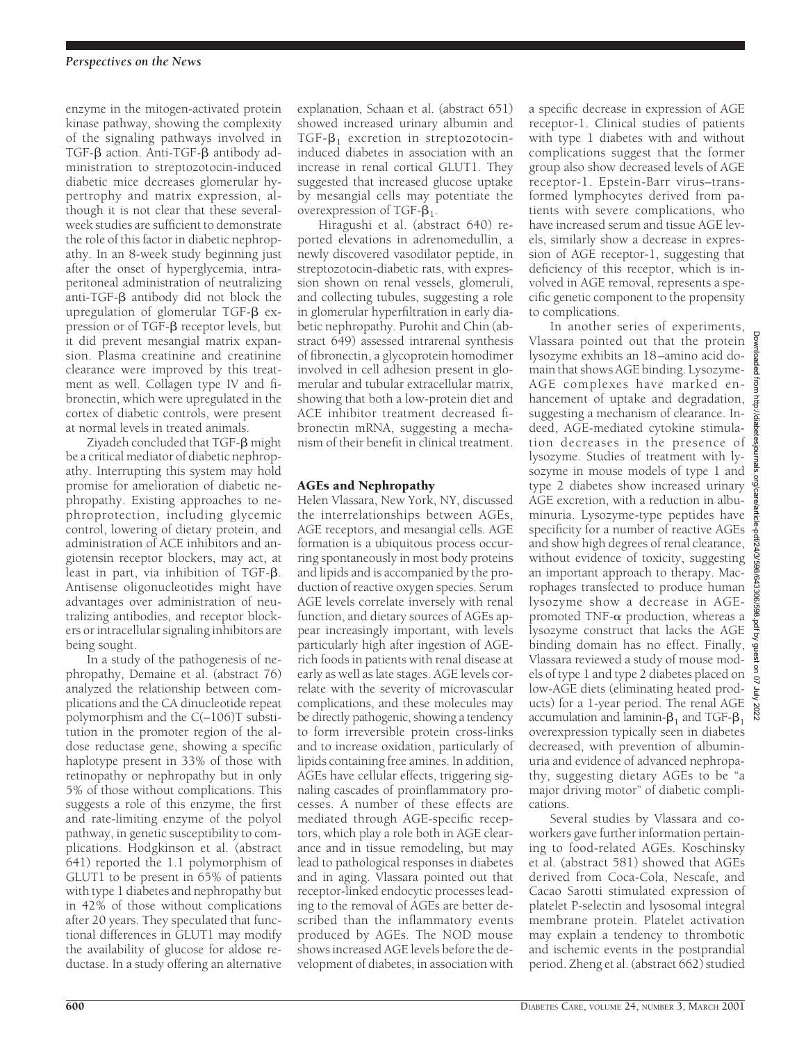enzyme in the mitogen-activated protein kinase pathway, showing the complexity of the signaling pathways involved in TGF-β action. Anti-TGF-β antibody administration to streptozotocin-induced diabetic mice decreases glomerular hypertrophy and matrix expression, although it is not clear that these several-week studies are sufficient to demonstrate the role of this factor in diabetic nephropathy. In an 8-week study beginning just after the onset of hyperglycemia, intraperitoneal administration of neutralizing anti-TGF-β antibody did not block the upregulation of glomerular TGF-β expression or of TGF-β receptor levels, but it did prevent mesangial matrix expansion. Plasma creatinine and creatinine clearance were improved by this treatment as well. Collagen type IV and fibronectin, which were upregulated in the cortex of diabetic controls, were present at normal levels in treated animals.

Ziyadeh concluded that TGF-β might be a critical mediator of diabetic nephropathy. Interrupting this system may hold promise for amelioration of diabetic nephropathy. Existing approaches to nephroprotection, including glycemic control, lowering of dietary protein, and administration of ACE inhibitors and angiotensin receptor blockers, may act, at least in part, via inhibition of TGF-β. Antisense oligonucleotides might have advantages over administration of neutralizing antibodies, and receptor blockers or intracellular signaling inhibitors are being sought.

In a study of the pathogenesis of nephropathy, Demaine et al. (abstract 76) analyzed the relationship between complications and the CA dinucleotide repeat polymorphism and the C(–106)T substitution in the promoter region of the aldose reductase gene, showing a specific haplotype present in 33% of those with retinopathy or nephropathy but in only 5% of those without complications. This suggests a role of this enzyme, the first and rate-limiting enzyme of the polyol pathway, in genetic susceptibility to complications. Hodgkinson et al. (abstract 641) reported the 1.1 polymorphism of GLUT1 to be present in 65% of patients with type 1 diabetes and nephropathy but in 42% of those without complications after 20 years. They speculated that functional differences in GLUT1 may modify the availability of glucose for aldose reductase. In a study offering an alternative explanation, Schaan et al. (abstract 651) showed increased urinary albumin and $TGF-\beta_1$ excretion in streptozotocin-induced diabetes in association with an increase in renal cortical GLUT1. They suggested that increased glucose uptake by mesangial cells may potentiate the overexpression of $TGF-\beta_1$.

Hiragushi et al. (abstract 640) reported elevations in adrenomedullin, a newly discovered vasodilator peptide, in streptozotocin-diabetic rats, with expression shown on renal vessels, glomeruli, and collecting tubules, suggesting a role in glomerular hyperfiltration in early diabetic nephropathy. Purohit and Chin (abstract 649) assessed intrarenal synthesis of fibronectin, a glycoprotein homodimer involved in cell adhesion present in glomerular and tubular extracellular matrix, showing that both a low-protein diet and ACE inhibitor treatment decreased fibronectin mRNA, suggesting a mechanism of their benefit in clinical treatment.

## AGEs and Nephropathy

Helen Vlassara, New York, NY, discussed the interrelationships between AGEs, AGE receptors, and mesangial cells. AGE formation is a ubiquitous process occurring spontaneously in most body proteins and lipids and is accompanied by the production of reactive oxygen species. Serum AGE levels correlate inversely with renal function, and dietary sources of AGEs appear increasingly important, with levels particularly high after ingestion of AGE-rich foods in patients with renal disease at early as well as late stages. AGE levels correlate with the severity of microvascular complications, and these molecules may be directly pathogenic, showing a tendency to form irreversible protein cross-links and to increase oxidation, particularly of lipids containing free amines. In addition, AGEs have cellular effects, triggering signaling cascades of proinflammatory processes. A number of these effects are mediated through AGE-specific receptors, which play a role both in AGE clearance and in tissue remodeling, but may lead to pathological responses in diabetes and in aging. Vlassara pointed out that receptor-linked endocytic processes leading to the removal of AGEs are better described than the inflammatory events produced by AGEs. The NOD mouse shows increased AGE levels before the development of diabetes, in association with a specific decrease in expression of AGE receptor-1. Clinical studies of patients with type 1 diabetes with and without complications suggest that the former group also show decreased levels of AGE receptor-1. Epstein-Barr virus–transformed lymphocytes derived from patients with severe complications, who have increased serum and tissue AGE levels, similarly show a decrease in expression of AGE receptor-1, suggesting that deficiency of this receptor, which is involved in AGE removal, represents a specific genetic component to the propensity to complications.

In another series of experiments, Vlassara pointed out that the protein lysozyme exhibits an 18–amino acid domain that shows AGE binding. Lysozyme-AGE complexes have marked enhancement of uptake and degradation, suggesting a mechanism of clearance. Indeed, AGE-mediated cytokine stimulation decreases in the presence of lysozyme. Studies of treatment with lysozyme in mouse models of type 1 and type 2 diabetes show increased urinary AGE excretion, with a reduction in albuminuria. Lysozyme-type peptides have specificity for a number of reactive AGEs and show high degrees of renal clearance, without evidence of toxicity, suggesting an important approach to therapy. Macrophages transfected to produce human lysozyme show a decrease in AGE-promoted TNF-α production, whereas a lysozyme construct that lacks the AGE binding domain has no effect. Finally, Vlassara reviewed a study of mouse models of type 1 and type 2 diabetes placed on low-AGE diets (eliminating heated products) for a 1-year period. The renal AGE accumulation and laminin-$\beta_1$ and $TGF-\beta_1$ overexpression typically seen in diabetes decreased, with prevention of albuminuria and evidence of advanced nephropathy, suggesting dietary AGEs to be "a major driving motor" of diabetic complications.

Several studies by Vlassara and coworkers gave further information pertaining to food-related AGEs. Koschinsky et al. (abstract 581) showed that AGEs derived from Coca-Cola, Nescafe, and Cacao Sarotti stimulated expression of platelet P-selectin and lysosomal integral membrane protein. Platelet activation may explain a tendency to thrombotic and ischemic events in the postprandial period. Zheng et al. (abstract 662) studied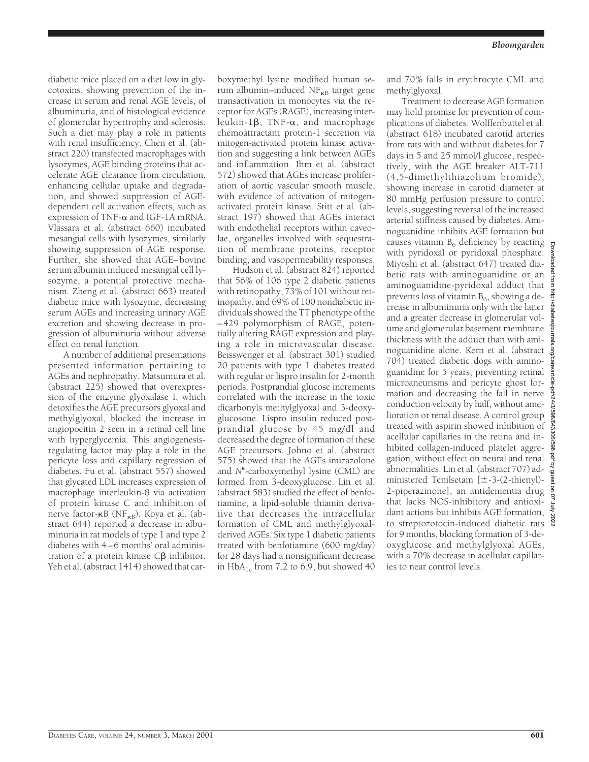diabetic mice placed on a diet low in glycotoxins, showing prevention of the increase in serum and renal AGE levels, of albuminuria, and of histological evidence of glomerular hypertrophy and sclerosis. Such a diet may play a role in patients with renal insufficiency. Chen et al. (abstract 220) transfected macrophages with lysozymes, AGE binding proteins that accelerate AGE clearance from circulation, enhancing cellular uptake and degradation, and showed suppression of AGE-dependent cell activation effects, such as expression of TNF-$\alpha$ and IGF-1A mRNA. Vlassara et al. (abstract 660) incubated mesangial cells with lysozymes, similarly showing suppression of AGE response. Further, she showed that AGE–bovine serum albumin induced mesangial cell lysozyme, a potential protective mechanism. Zheng et al. (abstract 663) treated diabetic mice with lysozyme, decreasing serum AGEs and increasing urinary AGE excretion and showing decrease in progression of albuminuria without adverse effect on renal function.

A number of additional presentations presented information pertaining to AGEs and nephropathy. Matsumura et al. (abstract 225) showed that overexpression of the enzyme glyoxalase I, which detoxifies the AGE precursors glyoxal and methylglyoxal, blocked the increase in angiopoeitin 2 seen in a retinal cell line with hyperglycemia. This angiogenesis-regulating factor may play a role in the pericyte loss and capillary regression of diabetes. Fu et al. (abstract 557) showed that glycated LDL increases expression of macrophage interleukin-8 via activation of protein kinase C and inhibition of nerve factor-κB ($NF_{\kappa B}$). Koya et al. (abstract 644) reported a decrease in albuminuria in rat models of type 1 and type 2 diabetes with 4–6 months' oral administration of a protein kinase Cβ inhibitor. Yeh et al. (abstract 1414) showed that carboxymethyl lysine modified human serum albumin–induced $NF_{\kappa B}$ target gene transactivation in monocytes via the receptor for AGEs (RAGE), increasing interleukin-1β, TNF-$\alpha$, and macrophage chemoattractant protein-1 secretion via mitogen-activated protein kinase activation and suggesting a link between AGEs and inflammation. Ihm et al. (abstract 572) showed that AGEs increase proliferation of aortic vascular smooth muscle, with evidence of activation of mitogen-activated protein kinase. Stitt et al. (abstract 197) showed that AGEs interact with endothelial receptors within caveolae, organelles involved with sequestration of membrane proteins, receptor binding, and vasopermeability responses.

Hudson et al. (abstract 824) reported that 56% of 106 type 2 diabetic patients with retinopathy, 73% of 101 without retinopathy, and 69% of 100 nondiabetic individuals showed the TT phenotype of the −429 polymorphism of RAGE, potentially altering RAGE expression and playing a role in microvascular disease. Beisswenger et al. (abstract 301) studied 20 patients with type 1 diabetes treated with regular or lispro insulin for 2-month periods. Postprandial glucose increments correlated with the increase in the toxic dicarbonyls methylglyoxal and 3-deoxyglucosone. Lispro insulin reduced postprandial glucose by 45 mg/dl and decreased the degree of formation of these AGE precursors. Johno et al. (abstract 575) showed that the AGEs imizazolone and $N^{\epsilon}$-carboxymethyl lysine (CML) are formed from 3-deoxyglucose. Lin et al. (abstract 583) studied the effect of benfotiamine, a lipid-soluble thiamin derivative that decreases the intracellular formation of CML and methylglyoxal-derived AGEs. Six type 1 diabetic patients treated with benfotiamine (600 mg/day) for 28 days had a nonsignificant decrease in $HbA_{1c}$ from 7.2 to 6.9, but showed 40 and 70% falls in erythrocyte CML and methylglyoxal.

Treatment to decrease AGE formation may hold promise for prevention of complications of diabetes. Wolffenbuttel et al. (abstract 618) incubated carotid arteries from rats with and without diabetes for 7 days in 5 and 25 mmol/l glucose, respectively, with the AGE breaker ALT-711 (4,5-dimethylthiazolium bromide), showing increase in carotid diameter at 80 mmHg perfusion pressure to control levels, suggesting reversal of the increased arterial stiffness caused by diabetes. Aminoguanidine inhibits AGE formation but causes vitamin $B_6$ deficiency by reacting with pyridoxal or pyridoxal phosphate. Miyoshi et al. (abstract 647) treated diabetic rats with aminoguanidine or an aminoguanidine-pyridoxal adduct that prevents loss of vitamin $B_6$, showing a decrease in albuminuria only with the latter and a greater decrease in glomerular volume and glomerular basement membrane thickness with the adduct than with aminoguanidine alone. Kern et al. (abstract 704) treated diabetic dogs with aminoguanidine for 5 years, preventing retinal microaneurisms and pericyte ghost formation and decreasing the fall in nerve conduction velocity by half, without amelioration or renal disease. A control group treated with aspirin showed inhibition of acellular capillaries in the retina and inhibited collagen-induced platelet aggregation, without effect on neural and renal abnormalities. Lin et al. (abstract 707) administered Tenilsetam [±-3-(2-thienyl)-2-piperazinone], an antidementia drug that lacks NOS-inhibitory and antioxidant actions but inhibits AGE formation, to streptozotocin-induced diabetic rats for 9 months, blocking formation of 3-deoxyglucose and methylglyoxal AGEs, with a 70% decrease in acellular capillaries to near control levels.